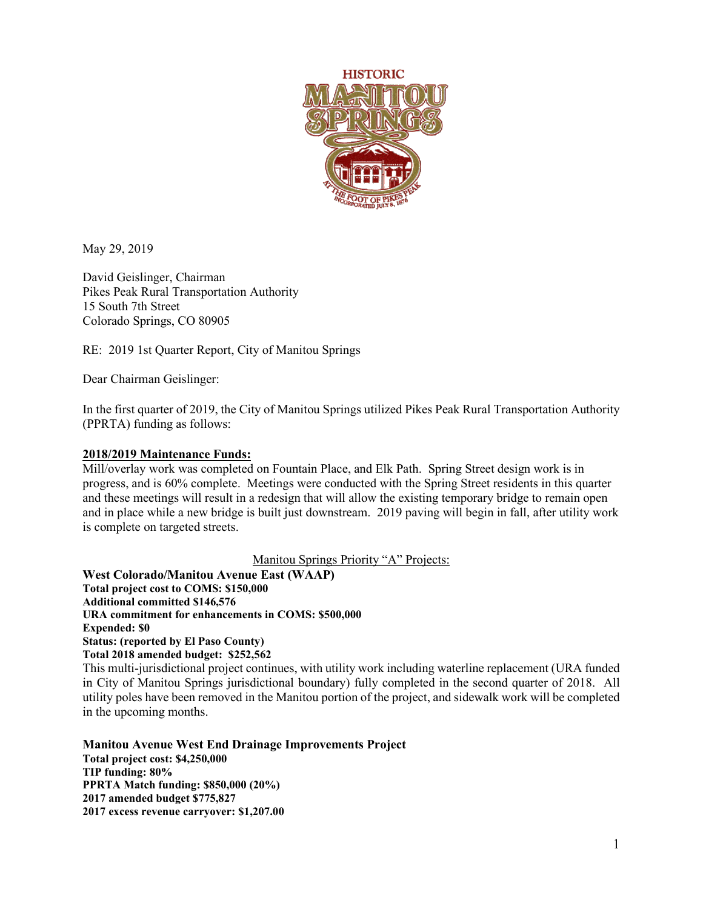May 29, 2019

David Geislinger, Chairman
Pikes Peak Rural Transportation Authority
15 South 7th Street
Colorado Springs, CO 80905

RE: 2019 1st Quarter Report, City of Manitou Springs

Dear Chairman Geislinger:

In the first quarter of 2019, the City of Manitou Springs utilized Pikes Peak Rural Transportation Authority (PPRTA) funding as follows:

**2018/2019 Maintenance Funds:**

Mill/overlay work was completed on Fountain Place, and Elk Path. Spring Street design work is in progress, and is 60% complete. Meetings were conducted with the Spring Street residents in this quarter and these meetings will result in a redesign that will allow the existing temporary bridge to remain open and in place while a new bridge is built just downstream. 2019 paving will begin in fall, after utility work is complete on targeted streets.

## Manitou Springs Priority "A" Projects:

**West Colorado/Manitou Avenue East (WAAP)**
**Total project cost to COMS: $150,000**
**Additional committed $146,576**
**URA commitment for enhancements in COMS: $500,000**
**Expended: $0**
**Status: (reported by El Paso County)**
**Total 2018 amended budget: $252,562**

This multi-jurisdictional project continues, with utility work including waterline replacement (URA funded in City of Manitou Springs jurisdictional boundary) fully completed in the second quarter of 2018. All utility poles have been removed in the Manitou portion of the project, and sidewalk work will be completed in the upcoming months.

**Manitou Avenue West End Drainage Improvements Project**
**Total project cost: $4,250,000**
**TIP funding: 80%**
**PPRTA Match funding: $850,000 (20%)**
**2017 amended budget $775,827**
**2017 excess revenue carryover: $1,207.00**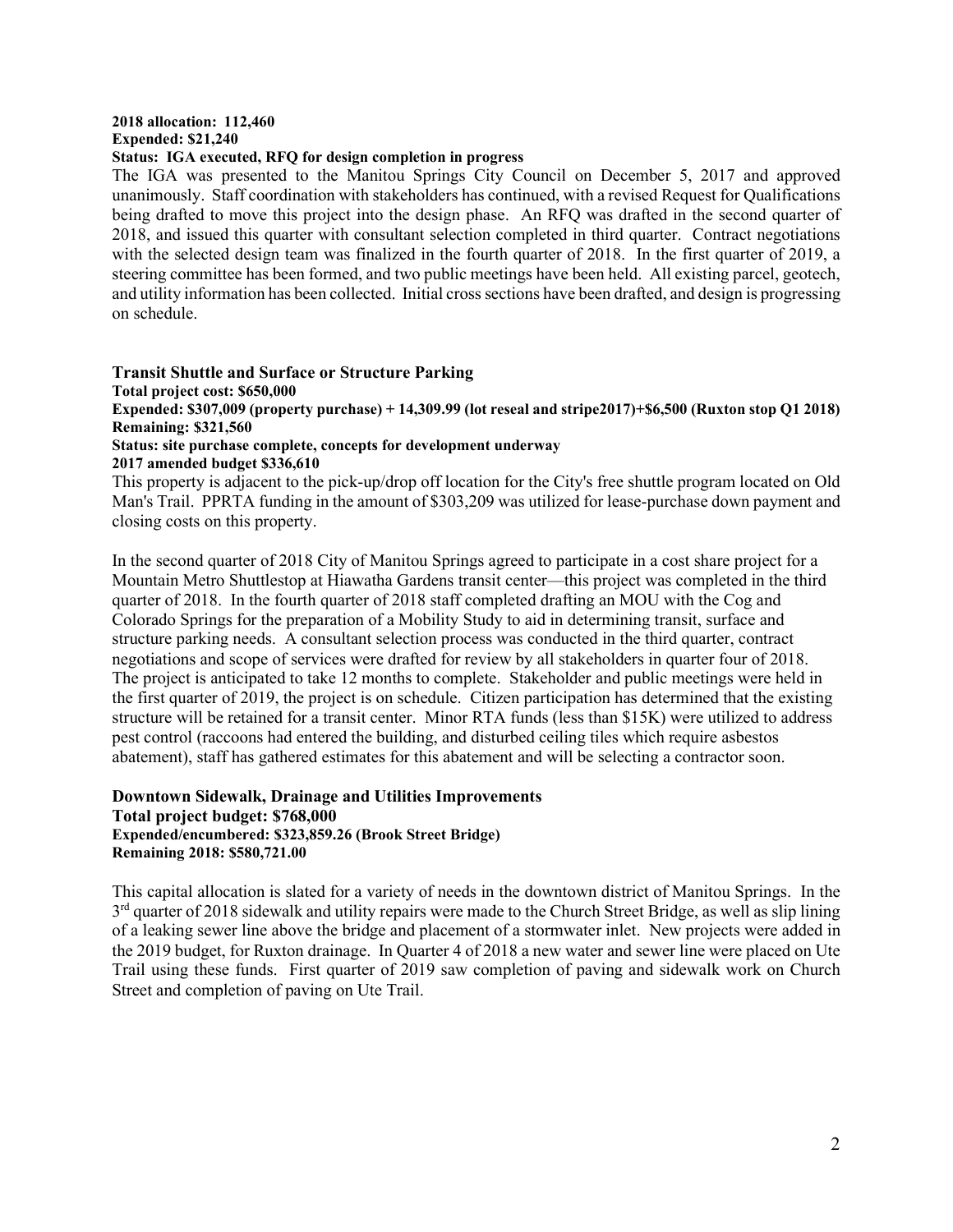**2018 allocation: 112,460**
**Expended: $21,240**
**Status: IGA executed, RFQ for design completion in progress**

The IGA was presented to the Manitou Springs City Council on December 5, 2017 and approved unanimously. Staff coordination with stakeholders has continued, with a revised Request for Qualifications being drafted to move this project into the design phase. An RFQ was drafted in the second quarter of 2018, and issued this quarter with consultant selection completed in third quarter. Contract negotiations with the selected design team was finalized in the fourth quarter of 2018. In the first quarter of 2019, a steering committee has been formed, and two public meetings have been held. All existing parcel, geotech, and utility information has been collected. Initial cross sections have been drafted, and design is progressing on schedule.

### Transit Shuttle and Surface or Structure Parking

**Total project cost: $650,000**
**Expended: $307,009 (property purchase) + 14,309.99 (lot reseal and stripe2017)+$6,500 (Ruxton stop Q1 2018)**
**Remaining: $321,560**
**Status: site purchase complete, concepts for development underway**
**2017 amended budget $336,610**

This property is adjacent to the pick-up/drop off location for the City's free shuttle program located on Old Man's Trail. PPRTA funding in the amount of $303,209 was utilized for lease-purchase down payment and closing costs on this property.

In the second quarter of 2018 City of Manitou Springs agreed to participate in a cost share project for a Mountain Metro Shuttlestop at Hiawatha Gardens transit center—this project was completed in the third quarter of 2018. In the fourth quarter of 2018 staff completed drafting an MOU with the Cog and Colorado Springs for the preparation of a Mobility Study to aid in determining transit, surface and structure parking needs. A consultant selection process was conducted in the third quarter, contract negotiations and scope of services were drafted for review by all stakeholders in quarter four of 2018. The project is anticipated to take 12 months to complete. Stakeholder and public meetings were held in the first quarter of 2019, the project is on schedule. Citizen participation has determined that the existing structure will be retained for a transit center. Minor RTA funds (less than $15K) were utilized to address pest control (raccoons had entered the building, and disturbed ceiling tiles which require asbestos abatement), staff has gathered estimates for this abatement and will be selecting a contractor soon.

### Downtown Sidewalk, Drainage and Utilities Improvements

**Total project budget: $768,000**
**Expended/encumbered: $323,859.26 (Brook Street Bridge)**
**Remaining 2018: $580,721.00**

This capital allocation is slated for a variety of needs in the downtown district of Manitou Springs. In the 3rd quarter of 2018 sidewalk and utility repairs were made to the Church Street Bridge, as well as slip lining of a leaking sewer line above the bridge and placement of a stormwater inlet. New projects were added in the 2019 budget, for Ruxton drainage. In Quarter 4 of 2018 a new water and sewer line were placed on Ute Trail using these funds. First quarter of 2019 saw completion of paving and sidewalk work on Church Street and completion of paving on Ute Trail.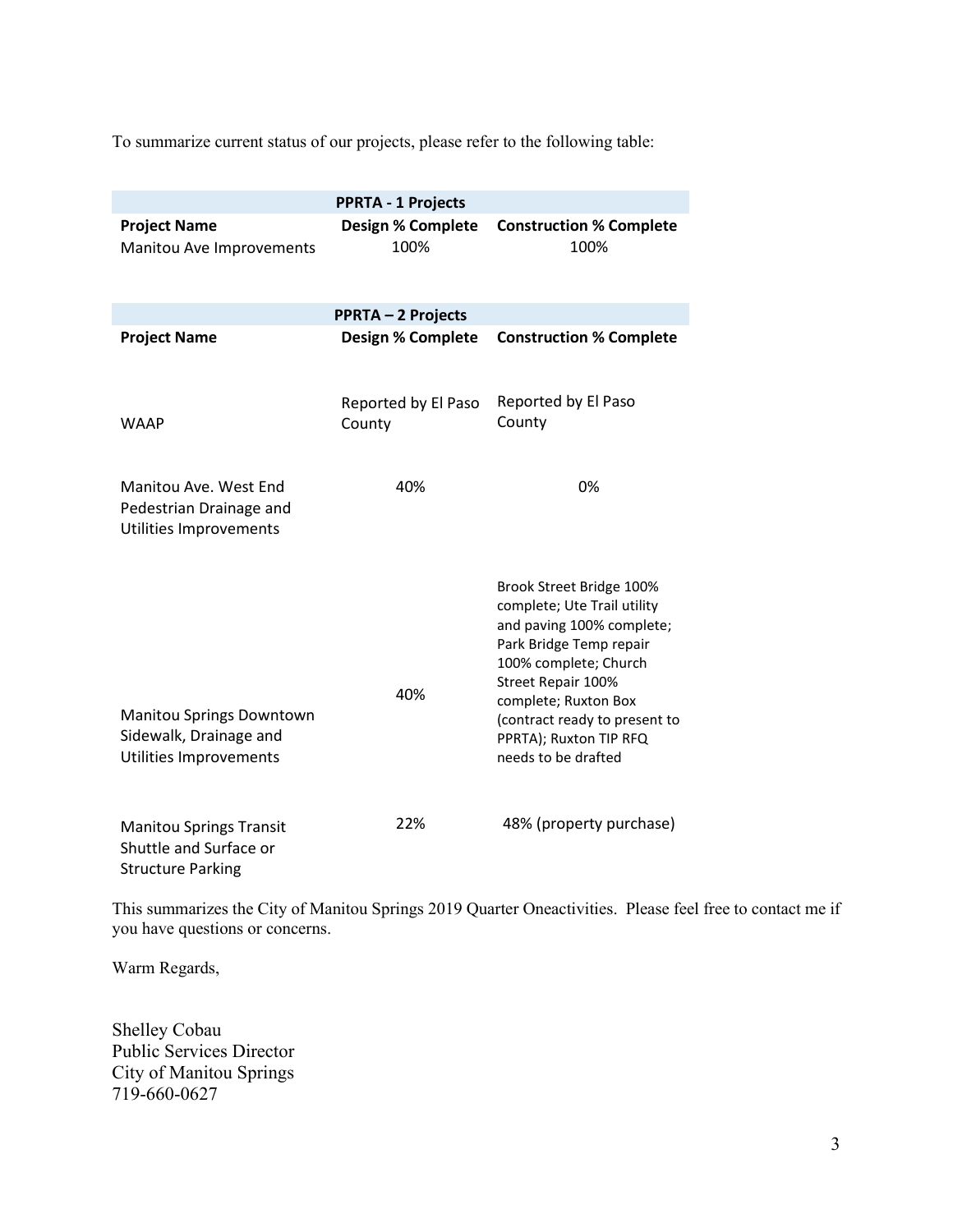To summarize current status of our projects, please refer to the following table:

| PPRTA - 1 Projects | | |
|---|---|---|
| **Project Name** | **Design % Complete** | **Construction % Complete** |
| Manitou Ave Improvements | 100% | 100% |

| PPRTA – 2 Projects | | |
|---|---|---|
| **Project Name** | **Design % Complete** | **Construction % Complete** |
| WAAP | Reported by El Paso County | Reported by El Paso County |
| Manitou Ave. West End Pedestrian Drainage and Utilities Improvements | 40% | 0% |
| Manitou Springs Downtown Sidewalk, Drainage and Utilities Improvements | 40% | Brook Street Bridge 100% complete; Ute Trail utility and paving 100% complete; Park Bridge Temp repair 100% complete; Church Street Repair 100% complete; Ruxton Box (contract ready to present to PPRTA); Ruxton TIP RFQ needs to be drafted |
| Manitou Springs Transit Shuttle and Surface or Structure Parking | 22% | 48% (property purchase) |

This summarizes the City of Manitou Springs 2019 Quarter Oneactivities. Please feel free to contact me if you have questions or concerns.

Warm Regards,

Shelley Cobau  
Public Services Director  
City of Manitou Springs  
719-660-0627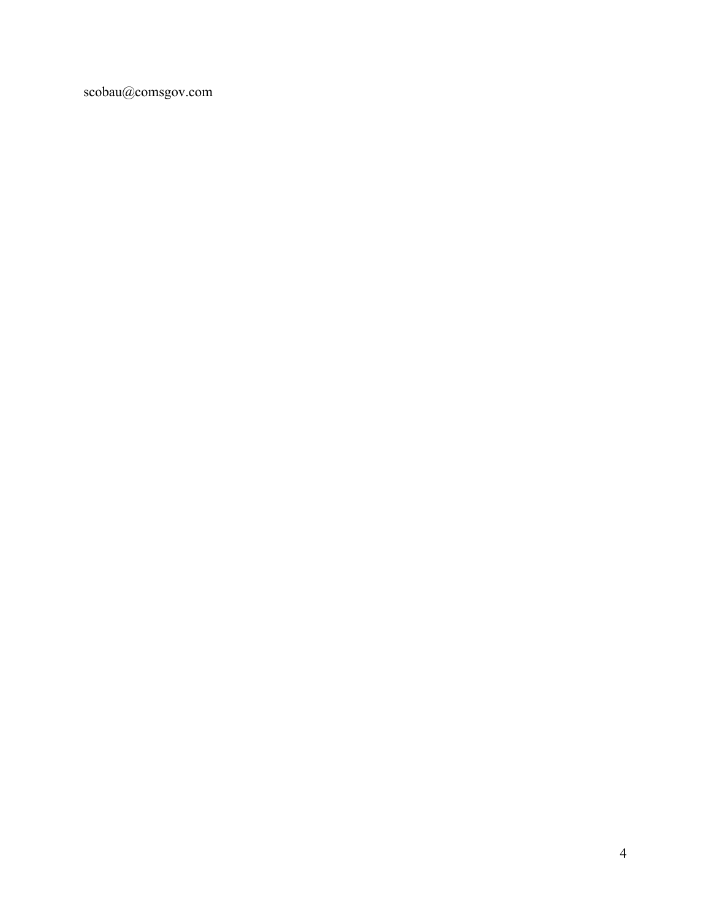scobau@comsgov.com